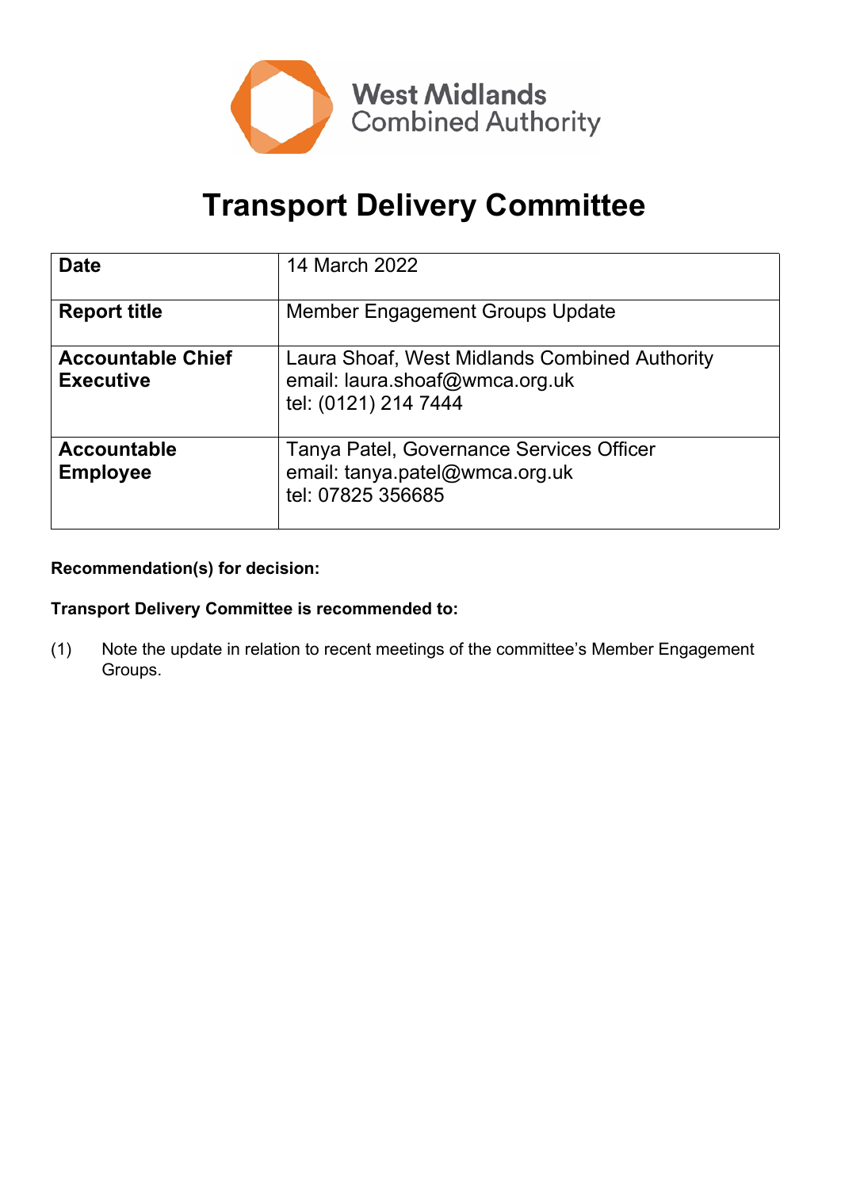# Transport Delivery Committee

| | |
|---|---|
| **Date** | 14 March 2022 |
| **Report title** | Member Engagement Groups Update |
| **Accountable Chief Executive** | Laura Shoaf, West Midlands Combined Authority<br>email: laura.shoaf@wmca.org.uk<br>tel: (0121) 214 7444 |
| **Accountable Employee** | Tanya Patel, Governance Services Officer<br>email: tanya.patel@wmca.org.uk<br>tel: 07825 356685 |

**Recommendation(s) for decision:**

**Transport Delivery Committee is recommended to:**

(1) Note the update in relation to recent meetings of the committee's Member Engagement Groups.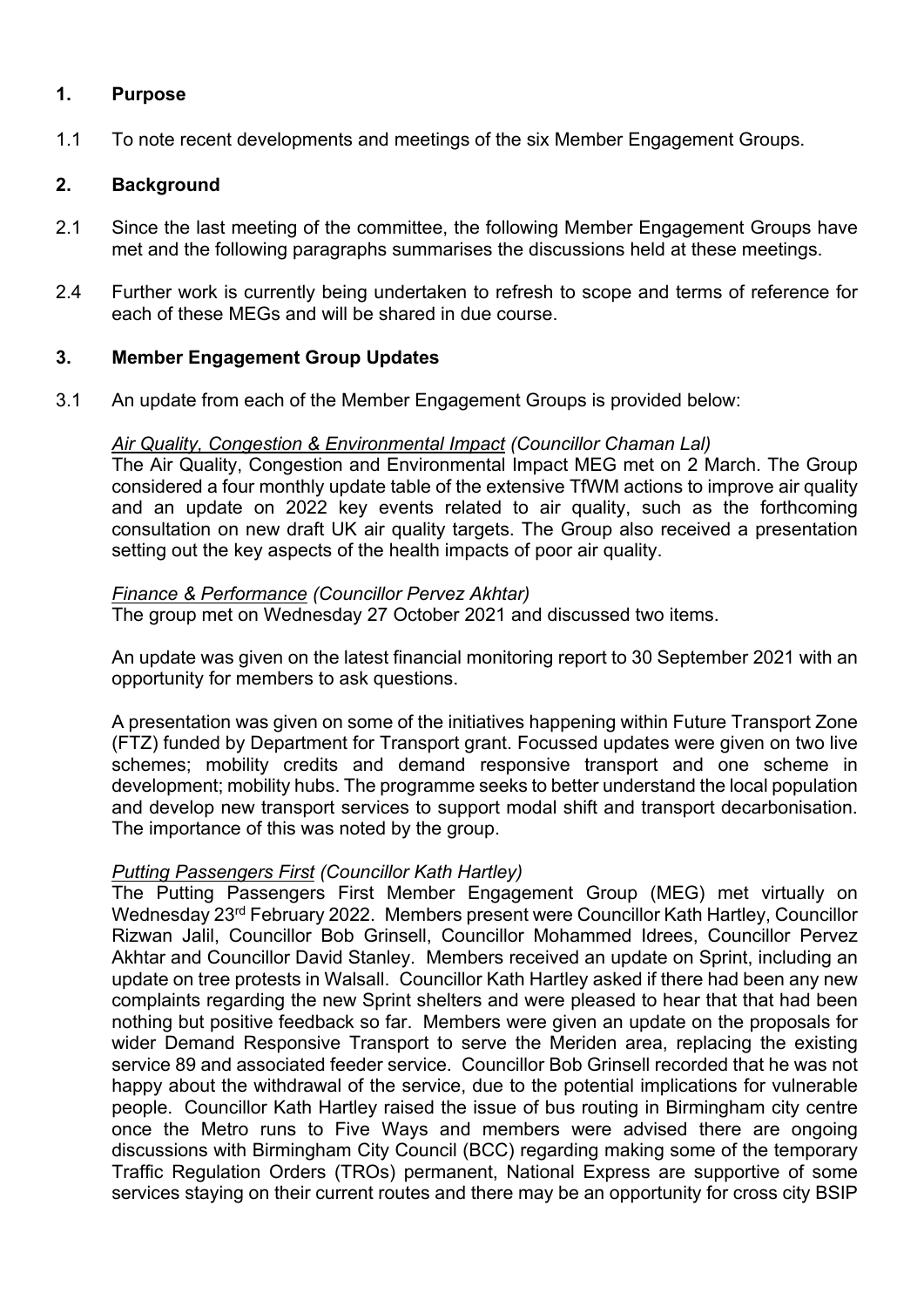## 1. Purpose

1.1 To note recent developments and meetings of the six Member Engagement Groups.

## 2. Background

2.1 Since the last meeting of the committee, the following Member Engagement Groups have met and the following paragraphs summarises the discussions held at these meetings.

2.4 Further work is currently being undertaken to refresh to scope and terms of reference for each of these MEGs and will be shared in due course.

## 3. Member Engagement Group Updates

3.1 An update from each of the Member Engagement Groups is provided below:

*Air Quality, Congestion & Environmental Impact (Councillor Chaman Lal)*
The Air Quality, Congestion and Environmental Impact MEG met on 2 March. The Group considered a four monthly update table of the extensive TfWM actions to improve air quality and an update on 2022 key events related to air quality, such as the forthcoming consultation on new draft UK air quality targets. The Group also received a presentation setting out the key aspects of the health impacts of poor air quality.

*Finance & Performance (Councillor Pervez Akhtar)*
The group met on Wednesday 27 October 2021 and discussed two items.

An update was given on the latest financial monitoring report to 30 September 2021 with an opportunity for members to ask questions.

A presentation was given on some of the initiatives happening within Future Transport Zone (FTZ) funded by Department for Transport grant. Focussed updates were given on two live schemes; mobility credits and demand responsive transport and one scheme in development; mobility hubs. The programme seeks to better understand the local population and develop new transport services to support modal shift and transport decarbonisation. The importance of this was noted by the group.

*Putting Passengers First (Councillor Kath Hartley)*
The Putting Passengers First Member Engagement Group (MEG) met virtually on Wednesday 23rd February 2022. Members present were Councillor Kath Hartley, Councillor Rizwan Jalil, Councillor Bob Grinsell, Councillor Mohammed Idrees, Councillor Pervez Akhtar and Councillor David Stanley. Members received an update on Sprint, including an update on tree protests in Walsall. Councillor Kath Hartley asked if there had been any new complaints regarding the new Sprint shelters and were pleased to hear that that had been nothing but positive feedback so far. Members were given an update on the proposals for wider Demand Responsive Transport to serve the Meriden area, replacing the existing service 89 and associated feeder service. Councillor Bob Grinsell recorded that he was not happy about the withdrawal of the service, due to the potential implications for vulnerable people. Councillor Kath Hartley raised the issue of bus routing in Birmingham city centre once the Metro runs to Five Ways and members were advised there are ongoing discussions with Birmingham City Council (BCC) regarding making some of the temporary Traffic Regulation Orders (TROs) permanent, National Express are supportive of some services staying on their current routes and there may be an opportunity for cross city BSIP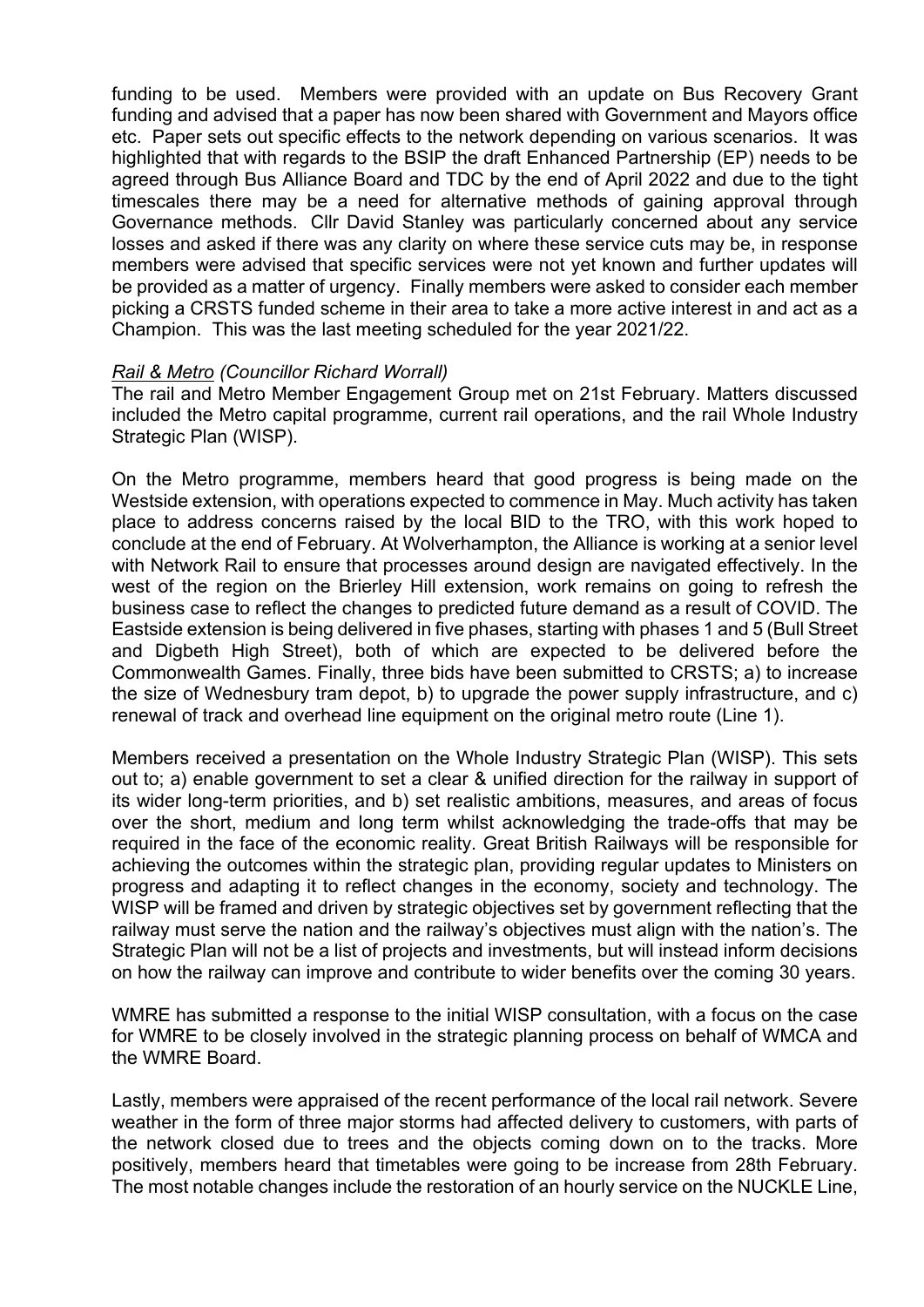funding to be used. Members were provided with an update on Bus Recovery Grant funding and advised that a paper has now been shared with Government and Mayors office etc. Paper sets out specific effects to the network depending on various scenarios. It was highlighted that with regards to the BSIP the draft Enhanced Partnership (EP) needs to be agreed through Bus Alliance Board and TDC by the end of April 2022 and due to the tight timescales there may be a need for alternative methods of gaining approval through Governance methods. Cllr David Stanley was particularly concerned about any service losses and asked if there was any clarity on where these service cuts may be, in response members were advised that specific services were not yet known and further updates will be provided as a matter of urgency. Finally members were asked to consider each member picking a CRSTS funded scheme in their area to take a more active interest in and act as a Champion. This was the last meeting scheduled for the year 2021/22.

*Rail & Metro (Councillor Richard Worrall)*

The rail and Metro Member Engagement Group met on 21st February. Matters discussed included the Metro capital programme, current rail operations, and the rail Whole Industry Strategic Plan (WISP).

On the Metro programme, members heard that good progress is being made on the Westside extension, with operations expected to commence in May. Much activity has taken place to address concerns raised by the local BID to the TRO, with this work hoped to conclude at the end of February. At Wolverhampton, the Alliance is working at a senior level with Network Rail to ensure that processes around design are navigated effectively. In the west of the region on the Brierley Hill extension, work remains on going to refresh the business case to reflect the changes to predicted future demand as a result of COVID. The Eastside extension is being delivered in five phases, starting with phases 1 and 5 (Bull Street and Digbeth High Street), both of which are expected to be delivered before the Commonwealth Games. Finally, three bids have been submitted to CRSTS; a) to increase the size of Wednesbury tram depot, b) to upgrade the power supply infrastructure, and c) renewal of track and overhead line equipment on the original metro route (Line 1).

Members received a presentation on the Whole Industry Strategic Plan (WISP). This sets out to; a) enable government to set a clear & unified direction for the railway in support of its wider long-term priorities, and b) set realistic ambitions, measures, and areas of focus over the short, medium and long term whilst acknowledging the trade-offs that may be required in the face of the economic reality. Great British Railways will be responsible for achieving the outcomes within the strategic plan, providing regular updates to Ministers on progress and adapting it to reflect changes in the economy, society and technology. The WISP will be framed and driven by strategic objectives set by government reflecting that the railway must serve the nation and the railway's objectives must align with the nation's. The Strategic Plan will not be a list of projects and investments, but will instead inform decisions on how the railway can improve and contribute to wider benefits over the coming 30 years.

WMRE has submitted a response to the initial WISP consultation, with a focus on the case for WMRE to be closely involved in the strategic planning process on behalf of WMCA and the WMRE Board.

Lastly, members were appraised of the recent performance of the local rail network. Severe weather in the form of three major storms had affected delivery to customers, with parts of the network closed due to trees and the objects coming down on to the tracks. More positively, members heard that timetables were going to be increase from 28th February. The most notable changes include the restoration of an hourly service on the NUCKLE Line,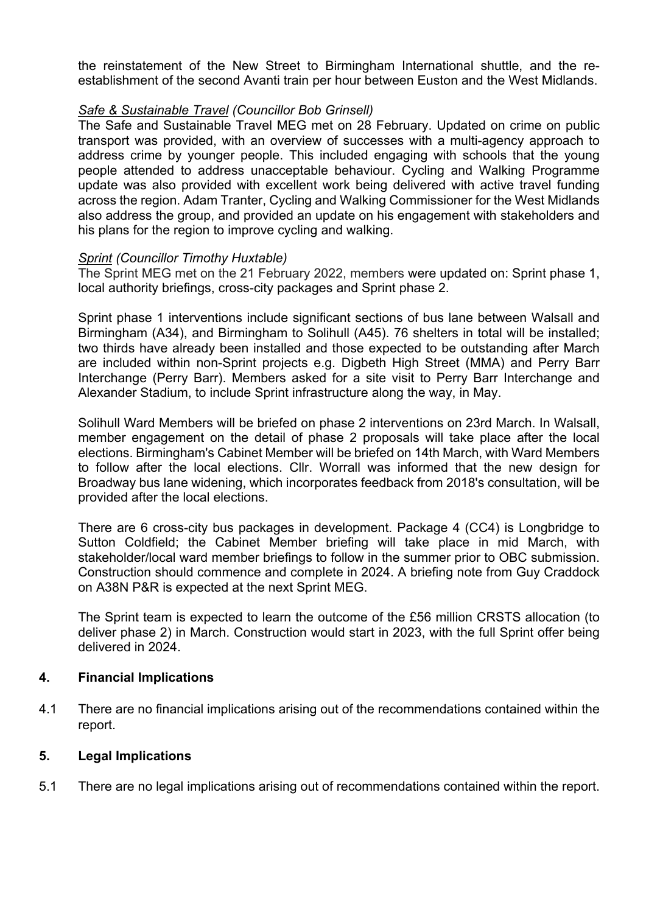the reinstatement of the New Street to Birmingham International shuttle, and the re-establishment of the second Avanti train per hour between Euston and the West Midlands.

*Safe & Sustainable Travel (Councillor Bob Grinsell)*
The Safe and Sustainable Travel MEG met on 28 February. Updated on crime on public transport was provided, with an overview of successes with a multi-agency approach to address crime by younger people. This included engaging with schools that the young people attended to address unacceptable behaviour. Cycling and Walking Programme update was also provided with excellent work being delivered with active travel funding across the region. Adam Tranter, Cycling and Walking Commissioner for the West Midlands also address the group, and provided an update on his engagement with stakeholders and his plans for the region to improve cycling and walking.

*Sprint (Councillor Timothy Huxtable)*
The Sprint MEG met on the 21 February 2022, members were updated on: Sprint phase 1, local authority briefings, cross-city packages and Sprint phase 2.

Sprint phase 1 interventions include significant sections of bus lane between Walsall and Birmingham (A34), and Birmingham to Solihull (A45). 76 shelters in total will be installed; two thirds have already been installed and those expected to be outstanding after March are included within non-Sprint projects e.g. Digbeth High Street (MMA) and Perry Barr Interchange (Perry Barr). Members asked for a site visit to Perry Barr Interchange and Alexander Stadium, to include Sprint infrastructure along the way, in May.

Solihull Ward Members will be briefed on phase 2 interventions on 23rd March. In Walsall, member engagement on the detail of phase 2 proposals will take place after the local elections. Birmingham's Cabinet Member will be briefed on 14th March, with Ward Members to follow after the local elections. Cllr. Worrall was informed that the new design for Broadway bus lane widening, which incorporates feedback from 2018's consultation, will be provided after the local elections.

There are 6 cross-city bus packages in development. Package 4 (CC4) is Longbridge to Sutton Coldfield; the Cabinet Member briefing will take place in mid March, with stakeholder/local ward member briefings to follow in the summer prior to OBC submission. Construction should commence and complete in 2024. A briefing note from Guy Craddock on A38N P&R is expected at the next Sprint MEG.

The Sprint team is expected to learn the outcome of the £56 million CRSTS allocation (to deliver phase 2) in March. Construction would start in 2023, with the full Sprint offer being delivered in 2024.

## 4. Financial Implications

4.1 There are no financial implications arising out of the recommendations contained within the report.

## 5. Legal Implications

5.1 There are no legal implications arising out of recommendations contained within the report.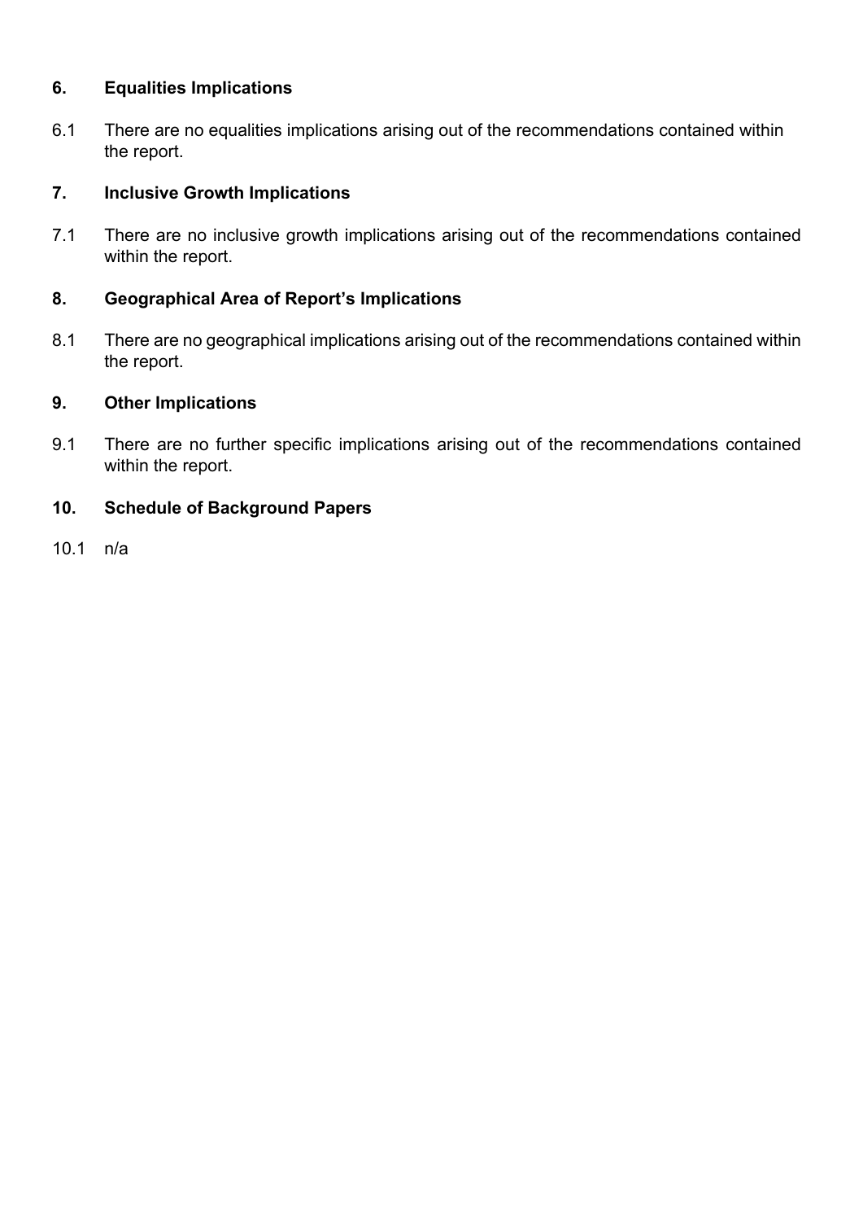## 6. Equalities Implications

6.1 There are no equalities implications arising out of the recommendations contained within the report.

## 7. Inclusive Growth Implications

7.1 There are no inclusive growth implications arising out of the recommendations contained within the report.

## 8. Geographical Area of Report's Implications

8.1 There are no geographical implications arising out of the recommendations contained within the report.

## 9. Other Implications

9.1 There are no further specific implications arising out of the recommendations contained within the report.

## 10. Schedule of Background Papers

10.1 n/a